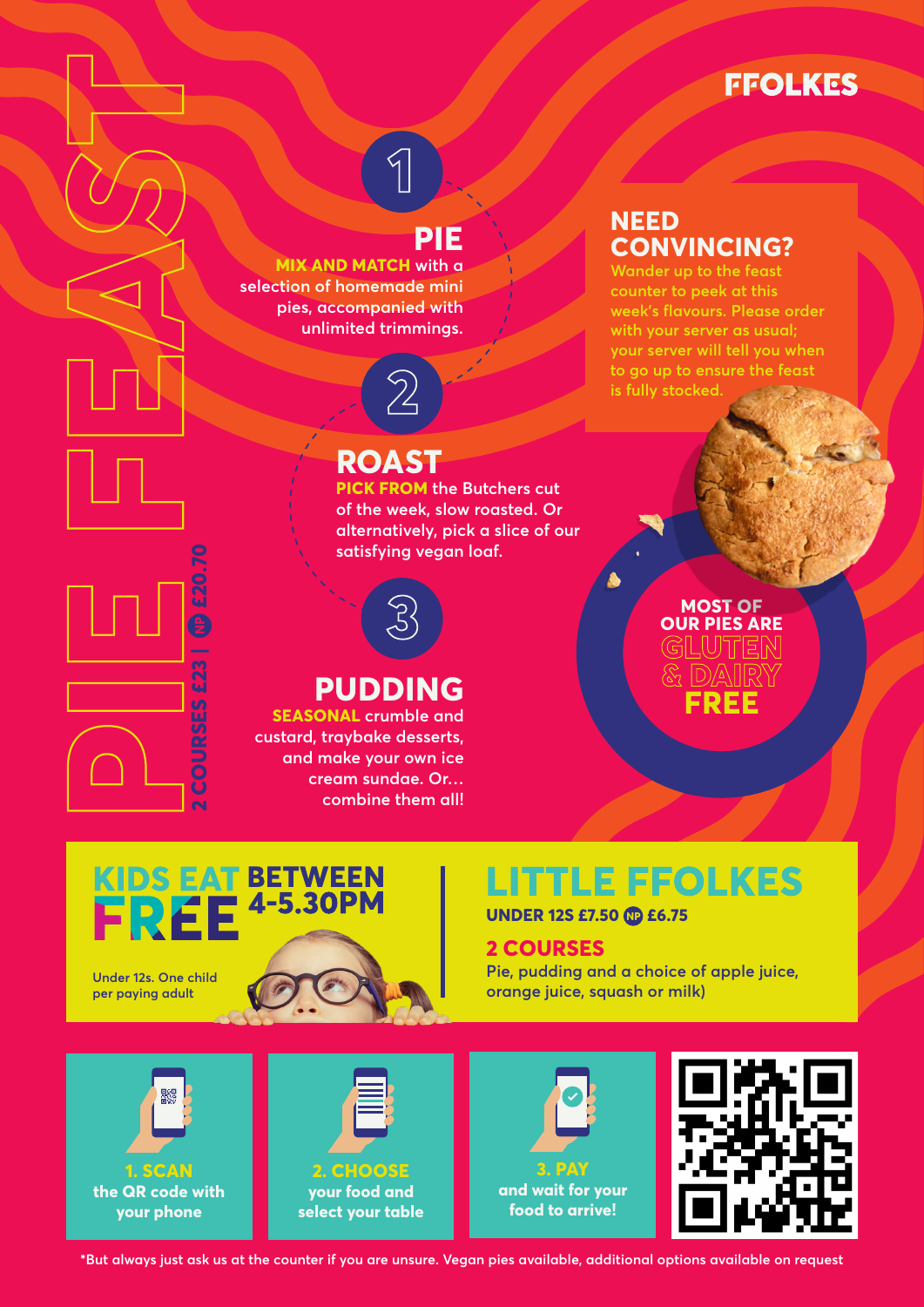# FFOLKES

# PIE FEAST

**2 COURSES £23 | NP £20.70**

## 1 PIE

**MIX AND MATCH** with a selection of homemade mini pies, accompanied with unlimited trimmings.

## 2 ROAST

**PICK FROM** the Butchers cut of the week, slow roasted. Or alternatively, pick a slice of our satisfying vegan loaf.

## 3 PUDDING

**SEASONAL** crumble and custard, traybake desserts, and make your own ice cream sundae. Or… combine them all!

## NEED CONVINCING?

Wander up to the feast counter to peek at this week's flavours. Please order with your server as usual; your server will tell you when to go up to ensure the feast is fully stocked.

**MOST OF OUR PIES ARE GLUTEN & DAIRY FREE**

## KIDS EAT FREE BETWEEN 4-5.30PM

Under 12s. One child per paying adult

## LITTLE FFOLKES

**UNDER 12S £7.50 NP £6.75**

**2 COURSES**

Pie, pudding and a choice of apple juice, orange juice, squash or milk)

**1. SCAN** the QR code with your phone

**2. CHOOSE** your food and select your table

**3. PAY** and wait for your food to arrive!

*But always just ask us at the counter if you are unsure. Vegan pies available, additional options available on request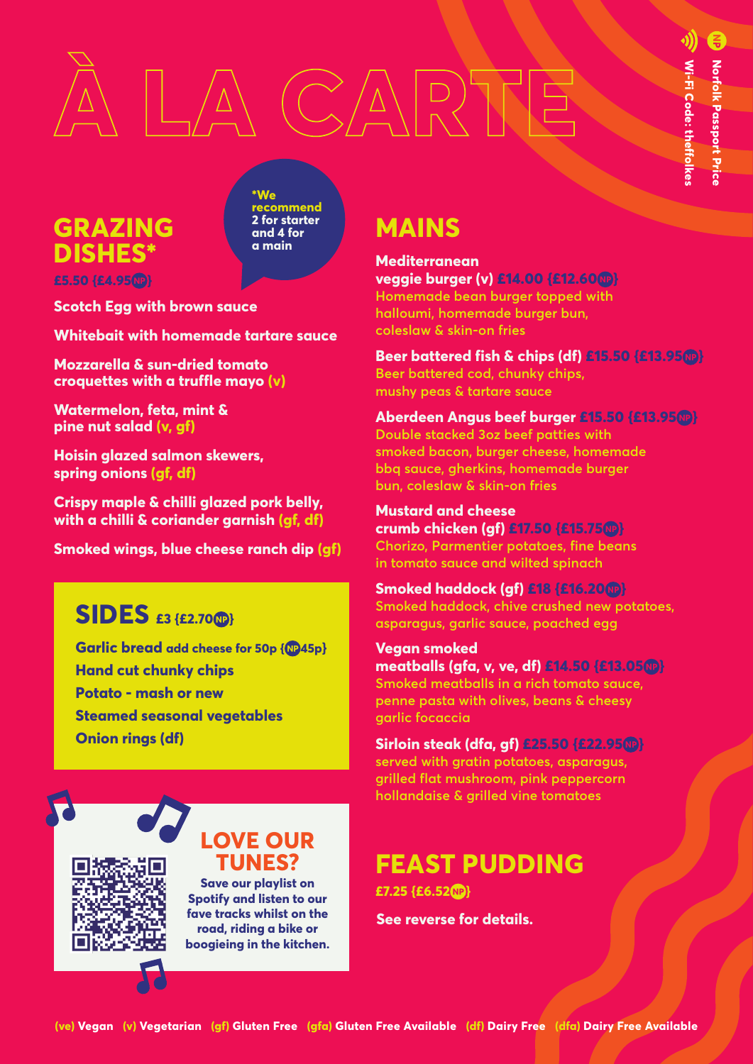# À LA CARTE

NP Norfolk Passport Price

Wi-Fi Code: theffolkes

## GRAZING DISHES*

*We recommend 2 for starter and 4 for a main

£5.50 {£4.95 NP}

**Scotch Egg with brown sauce**

**Whitebait with homemade tartare sauce**

**Mozzarella & sun-dried tomato croquettes with a truffle mayo (v)**

**Watermelon, feta, mint & pine nut salad (v, gf)**

**Hoisin glazed salmon skewers, spring onions (gf, df)**

**Crispy maple & chilli glazed pork belly, with a chilli & coriander garnish (gf, df)**

**Smoked wings, blue cheese ranch dip (gf)**

## SIDES £3 {£2.70 NP}

**Garlic bread** add cheese for 50p {NP 45p}

**Hand cut chunky chips**

**Potato - mash or new**

**Steamed seasonal vegetables**

**Onion rings (df)**

## LOVE OUR TUNES?

Save our playlist on Spotify and listen to our fave tracks whilst on the road, riding a bike or boogieing in the kitchen.

## MAINS

**Mediterranean veggie burger (v)** £14.00 {£12.60 NP}
Homemade bean burger topped with halloumi, homemade burger bun, coleslaw & skin-on fries

**Beer battered fish & chips (df)** £15.50 {£13.95 NP}
Beer battered cod, chunky chips, mushy peas & tartare sauce

**Aberdeen Angus beef burger** £15.50 {£13.95 NP}
Double stacked 3oz beef patties with smoked bacon, burger cheese, homemade bbq sauce, gherkins, homemade burger bun, coleslaw & skin-on fries

**Mustard and cheese crumb chicken (gf)** £17.50 {£15.75 NP}
Chorizo, Parmentier potatoes, fine beans in tomato sauce and wilted spinach

**Smoked haddock (gf)** £18 {£16.20 NP}
Smoked haddock, chive crushed new potatoes, asparagus, garlic sauce, poached egg

**Vegan smoked meatballs (gfa, v, ve, df)** £14.50 {£13.05 NP}
Smoked meatballs in a rich tomato sauce, penne pasta with olives, beans & cheesy garlic focaccia

**Sirloin steak (dfa, gf)** £25.50 {£22.95 NP}
served with gratin potatoes, asparagus, grilled flat mushroom, pink peppercorn hollandaise & grilled vine tomatoes

## FEAST PUDDING

£7.25 {£6.52 NP}

**See reverse for details.**

(ve) Vegan (v) Vegetarian (gf) Gluten Free (gfa) Gluten Free Available (df) Dairy Free (dfa) Dairy Free Available